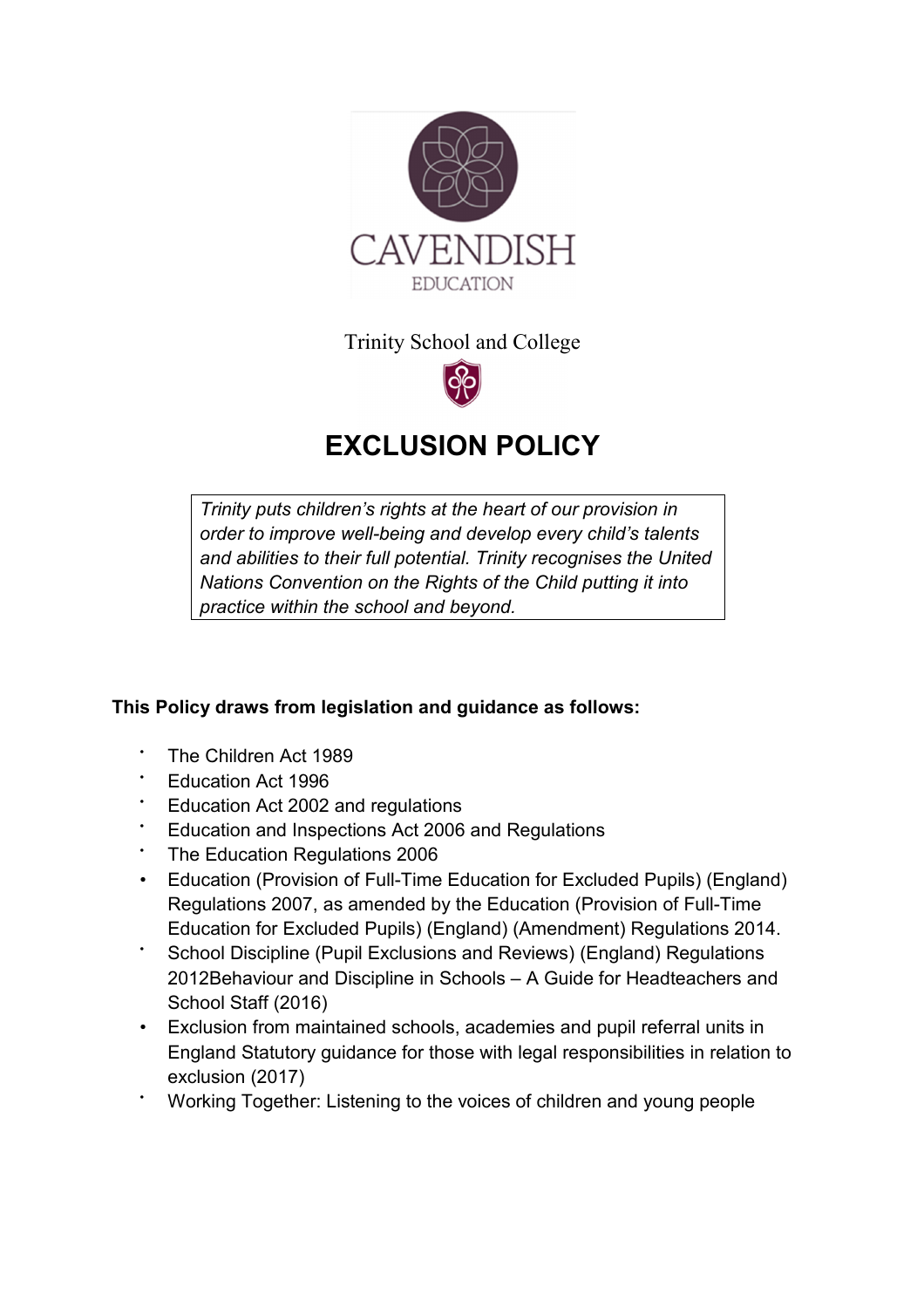CAVENDISH

EDUCATION

Trinity School and College

# EXCLUSION POLICY

*Trinity puts children's rights at the heart of our provision in order to improve well-being and develop every child's talents and abilities to their full potential. Trinity recognises the United Nations Convention on the Rights of the Child putting it into practice within the school and beyond.*

**This Policy draws from legislation and guidance as follows:**

- The Children Act 1989
- Education Act 1996
- Education Act 2002 and regulations
- Education and Inspections Act 2006 and Regulations
- The Education Regulations 2006
- Education (Provision of Full-Time Education for Excluded Pupils) (England) Regulations 2007, as amended by the Education (Provision of Full-Time Education for Excluded Pupils) (England) (Amendment) Regulations 2014.
- School Discipline (Pupil Exclusions and Reviews) (England) Regulations 2012Behaviour and Discipline in Schools – A Guide for Headteachers and School Staff (2016)
- Exclusion from maintained schools, academies and pupil referral units in England Statutory guidance for those with legal responsibilities in relation to exclusion (2017)
- Working Together: Listening to the voices of children and young people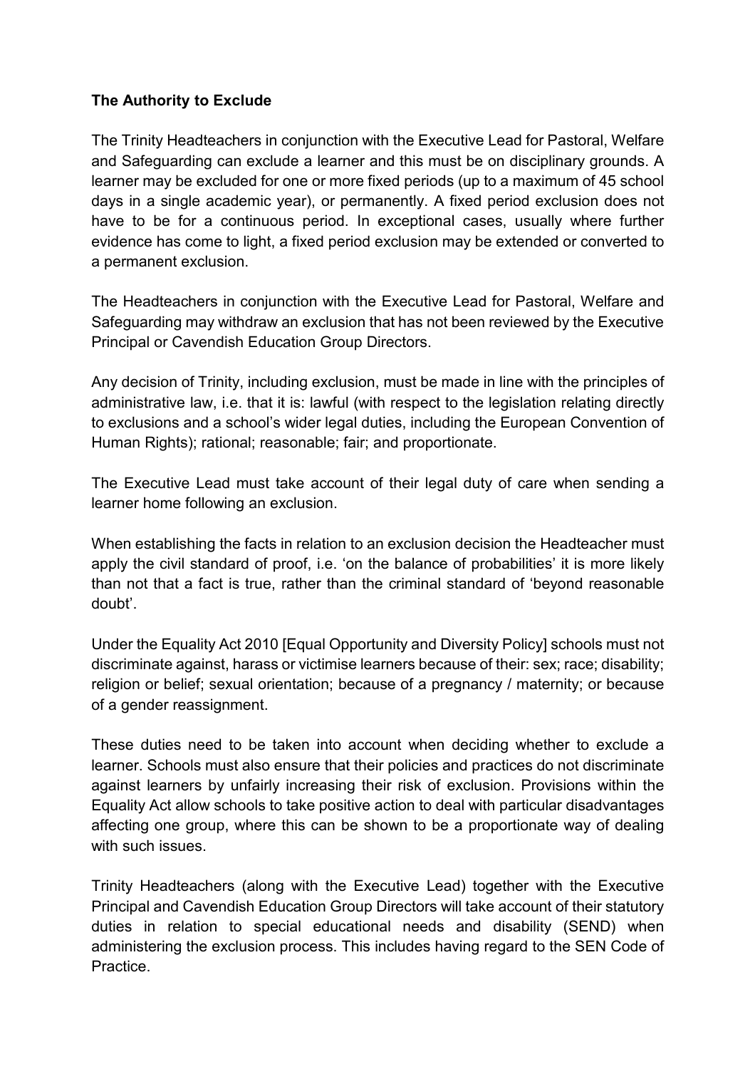**The Authority to Exclude**

The Trinity Headteachers in conjunction with the Executive Lead for Pastoral, Welfare and Safeguarding can exclude a learner and this must be on disciplinary grounds. A learner may be excluded for one or more fixed periods (up to a maximum of 45 school days in a single academic year), or permanently. A fixed period exclusion does not have to be for a continuous period. In exceptional cases, usually where further evidence has come to light, a fixed period exclusion may be extended or converted to a permanent exclusion.

The Headteachers in conjunction with the Executive Lead for Pastoral, Welfare and Safeguarding may withdraw an exclusion that has not been reviewed by the Executive Principal or Cavendish Education Group Directors.

Any decision of Trinity, including exclusion, must be made in line with the principles of administrative law, i.e. that it is: lawful (with respect to the legislation relating directly to exclusions and a school's wider legal duties, including the European Convention of Human Rights); rational; reasonable; fair; and proportionate.

The Executive Lead must take account of their legal duty of care when sending a learner home following an exclusion.

When establishing the facts in relation to an exclusion decision the Headteacher must apply the civil standard of proof, i.e. 'on the balance of probabilities' it is more likely than not that a fact is true, rather than the criminal standard of 'beyond reasonable doubt'.

Under the Equality Act 2010 [Equal Opportunity and Diversity Policy] schools must not discriminate against, harass or victimise learners because of their: sex; race; disability; religion or belief; sexual orientation; because of a pregnancy / maternity; or because of a gender reassignment.

These duties need to be taken into account when deciding whether to exclude a learner. Schools must also ensure that their policies and practices do not discriminate against learners by unfairly increasing their risk of exclusion. Provisions within the Equality Act allow schools to take positive action to deal with particular disadvantages affecting one group, where this can be shown to be a proportionate way of dealing with such issues.

Trinity Headteachers (along with the Executive Lead) together with the Executive Principal and Cavendish Education Group Directors will take account of their statutory duties in relation to special educational needs and disability (SEND) when administering the exclusion process. This includes having regard to the SEN Code of Practice.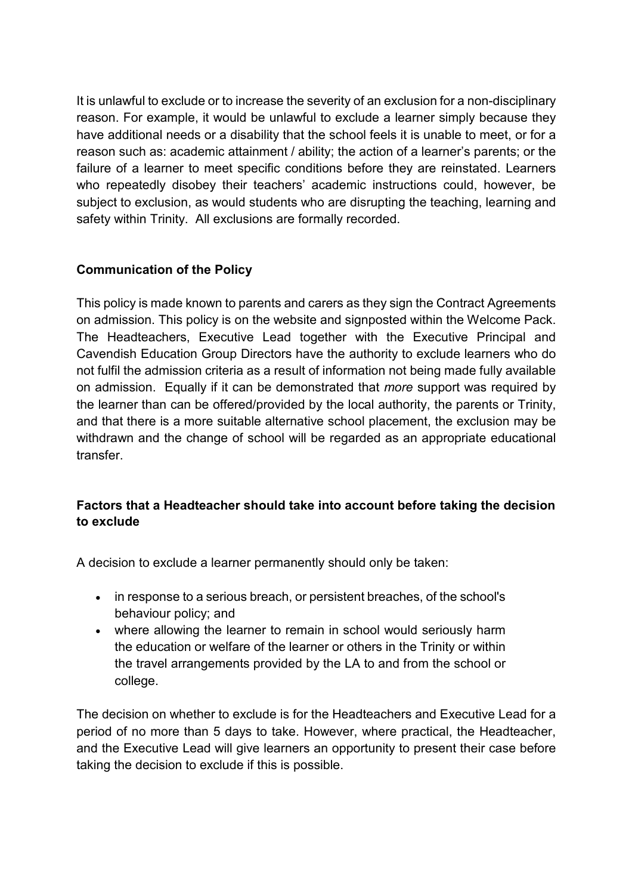It is unlawful to exclude or to increase the severity of an exclusion for a non-disciplinary reason. For example, it would be unlawful to exclude a learner simply because they have additional needs or a disability that the school feels it is unable to meet, or for a reason such as: academic attainment / ability; the action of a learner's parents; or the failure of a learner to meet specific conditions before they are reinstated. Learners who repeatedly disobey their teachers' academic instructions could, however, be subject to exclusion, as would students who are disrupting the teaching, learning and safety within Trinity. All exclusions are formally recorded.

**Communication of the Policy**

This policy is made known to parents and carers as they sign the Contract Agreements on admission. This policy is on the website and signposted within the Welcome Pack. The Headteachers, Executive Lead together with the Executive Principal and Cavendish Education Group Directors have the authority to exclude learners who do not fulfil the admission criteria as a result of information not being made fully available on admission. Equally if it can be demonstrated that *more* support was required by the learner than can be offered/provided by the local authority, the parents or Trinity, and that there is a more suitable alternative school placement, the exclusion may be withdrawn and the change of school will be regarded as an appropriate educational transfer.

**Factors that a Headteacher should take into account before taking the decision to exclude**

A decision to exclude a learner permanently should only be taken:

- in response to a serious breach, or persistent breaches, of the school's behaviour policy; and
- where allowing the learner to remain in school would seriously harm the education or welfare of the learner or others in the Trinity or within the travel arrangements provided by the LA to and from the school or college.

The decision on whether to exclude is for the Headteachers and Executive Lead for a period of no more than 5 days to take. However, where practical, the Headteacher, and the Executive Lead will give learners an opportunity to present their case before taking the decision to exclude if this is possible.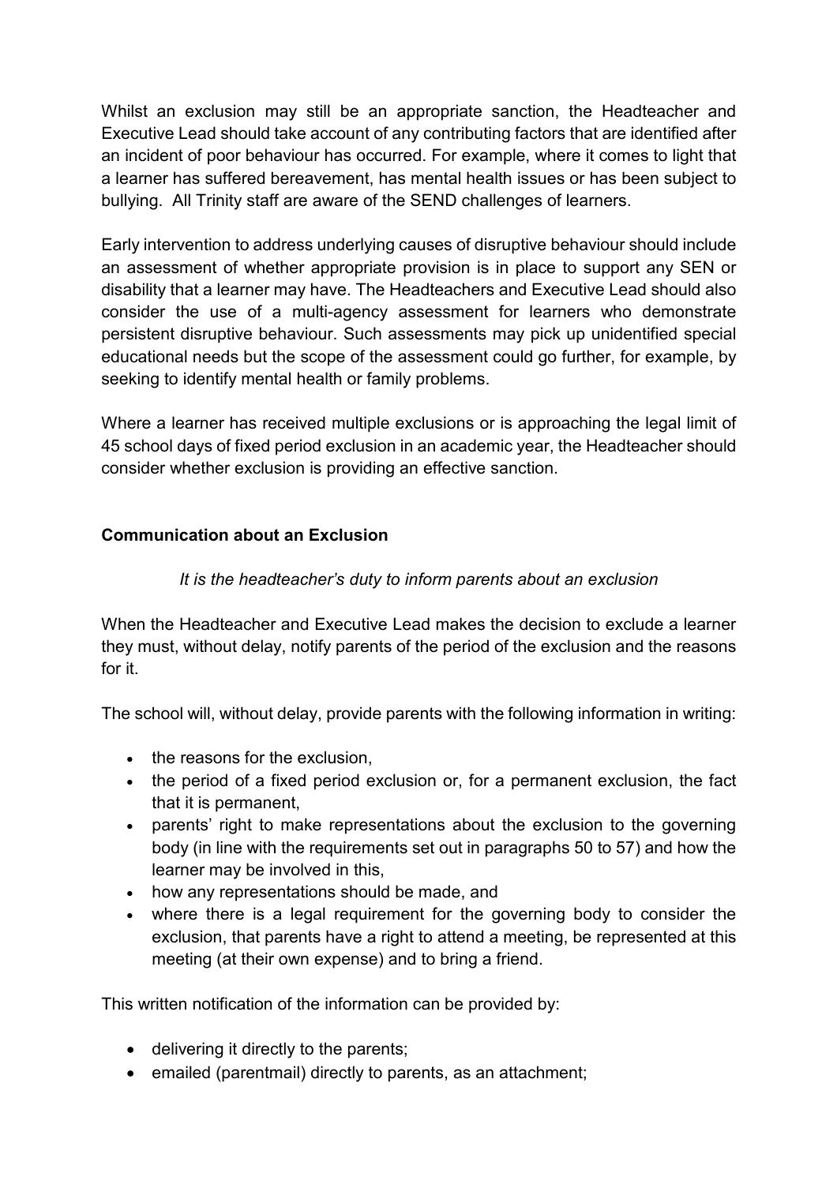Whilst an exclusion may still be an appropriate sanction, the Headteacher and Executive Lead should take account of any contributing factors that are identified after an incident of poor behaviour has occurred. For example, where it comes to light that a learner has suffered bereavement, has mental health issues or has been subject to bullying. All Trinity staff are aware of the SEND challenges of learners.

Early intervention to address underlying causes of disruptive behaviour should include an assessment of whether appropriate provision is in place to support any SEN or disability that a learner may have. The Headteachers and Executive Lead should also consider the use of a multi-agency assessment for learners who demonstrate persistent disruptive behaviour. Such assessments may pick up unidentified special educational needs but the scope of the assessment could go further, for example, by seeking to identify mental health or family problems.

Where a learner has received multiple exclusions or is approaching the legal limit of 45 school days of fixed period exclusion in an academic year, the Headteacher should consider whether exclusion is providing an effective sanction.

**Communication about an Exclusion**

*It is the headteacher's duty to inform parents about an exclusion*

When the Headteacher and Executive Lead makes the decision to exclude a learner they must, without delay, notify parents of the period of the exclusion and the reasons for it.

The school will, without delay, provide parents with the following information in writing:

- the reasons for the exclusion,
- the period of a fixed period exclusion or, for a permanent exclusion, the fact that it is permanent,
- parents' right to make representations about the exclusion to the governing body (in line with the requirements set out in paragraphs 50 to 57) and how the learner may be involved in this,
- how any representations should be made, and
- where there is a legal requirement for the governing body to consider the exclusion, that parents have a right to attend a meeting, be represented at this meeting (at their own expense) and to bring a friend.

This written notification of the information can be provided by:

- delivering it directly to the parents;
- emailed (parentmail) directly to parents, as an attachment;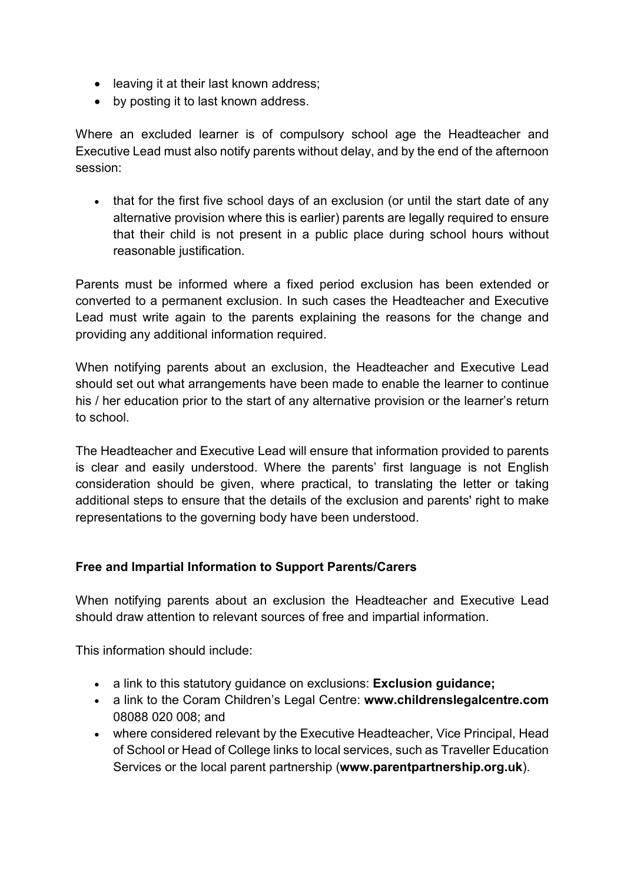- leaving it at their last known address;
- by posting it to last known address.

Where an excluded learner is of compulsory school age the Headteacher and Executive Lead must also notify parents without delay, and by the end of the afternoon session:

- that for the first five school days of an exclusion (or until the start date of any alternative provision where this is earlier) parents are legally required to ensure that their child is not present in a public place during school hours without reasonable justification.

Parents must be informed where a fixed period exclusion has been extended or converted to a permanent exclusion. In such cases the Headteacher and Executive Lead must write again to the parents explaining the reasons for the change and providing any additional information required.

When notifying parents about an exclusion, the Headteacher and Executive Lead should set out what arrangements have been made to enable the learner to continue his / her education prior to the start of any alternative provision or the learner's return to school.

The Headteacher and Executive Lead will ensure that information provided to parents is clear and easily understood. Where the parents' first language is not English consideration should be given, where practical, to translating the letter or taking additional steps to ensure that the details of the exclusion and parents' right to make representations to the governing body have been understood.

**Free and Impartial Information to Support Parents/Carers**

When notifying parents about an exclusion the Headteacher and Executive Lead should draw attention to relevant sources of free and impartial information.

This information should include:

- a link to this statutory guidance on exclusions: **Exclusion guidance;**
- a link to the Coram Children's Legal Centre: **www.childrenslegalcentre.com** 08088 020 008; and
- where considered relevant by the Executive Headteacher, Vice Principal, Head of School or Head of College links to local services, such as Traveller Education Services or the local parent partnership (**www.parentpartnership.org.uk**).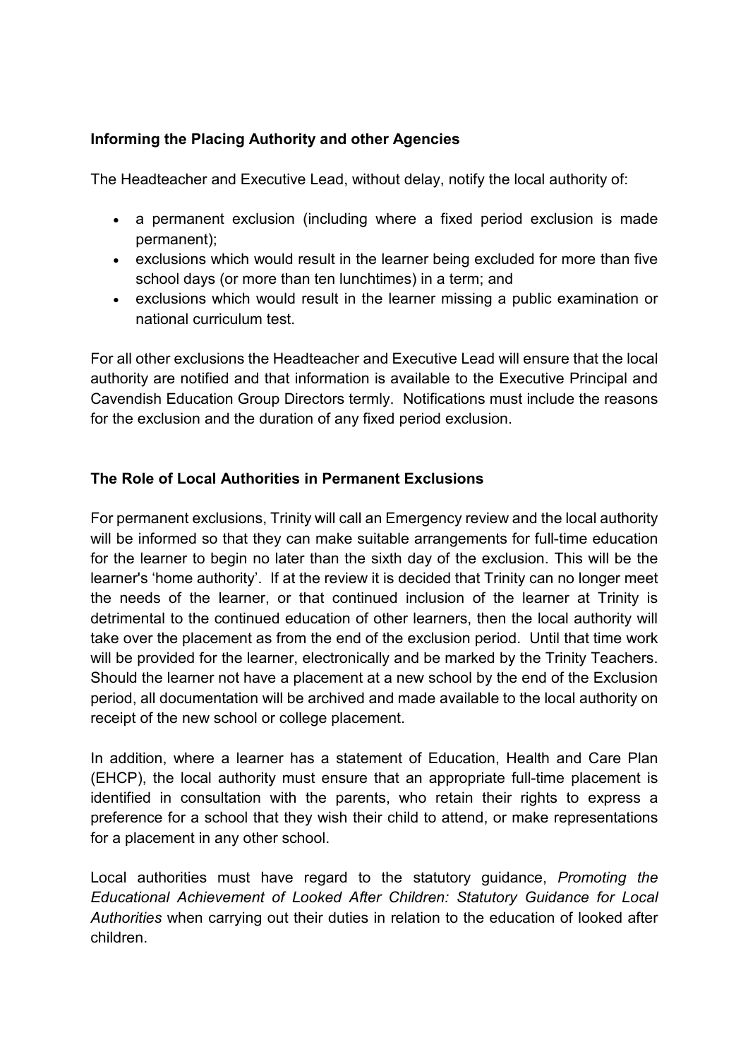**Informing the Placing Authority and other Agencies**

The Headteacher and Executive Lead, without delay, notify the local authority of:

- a permanent exclusion (including where a fixed period exclusion is made permanent);
- exclusions which would result in the learner being excluded for more than five school days (or more than ten lunchtimes) in a term; and
- exclusions which would result in the learner missing a public examination or national curriculum test.

For all other exclusions the Headteacher and Executive Lead will ensure that the local authority are notified and that information is available to the Executive Principal and Cavendish Education Group Directors termly. Notifications must include the reasons for the exclusion and the duration of any fixed period exclusion.

**The Role of Local Authorities in Permanent Exclusions**

For permanent exclusions, Trinity will call an Emergency review and the local authority will be informed so that they can make suitable arrangements for full-time education for the learner to begin no later than the sixth day of the exclusion. This will be the learner's 'home authority'. If at the review it is decided that Trinity can no longer meet the needs of the learner, or that continued inclusion of the learner at Trinity is detrimental to the continued education of other learners, then the local authority will take over the placement as from the end of the exclusion period. Until that time work will be provided for the learner, electronically and be marked by the Trinity Teachers. Should the learner not have a placement at a new school by the end of the Exclusion period, all documentation will be archived and made available to the local authority on receipt of the new school or college placement.

In addition, where a learner has a statement of Education, Health and Care Plan (EHCP), the local authority must ensure that an appropriate full-time placement is identified in consultation with the parents, who retain their rights to express a preference for a school that they wish their child to attend, or make representations for a placement in any other school.

Local authorities must have regard to the statutory guidance, *Promoting the Educational Achievement of Looked After Children: Statutory Guidance for Local Authorities* when carrying out their duties in relation to the education of looked after children.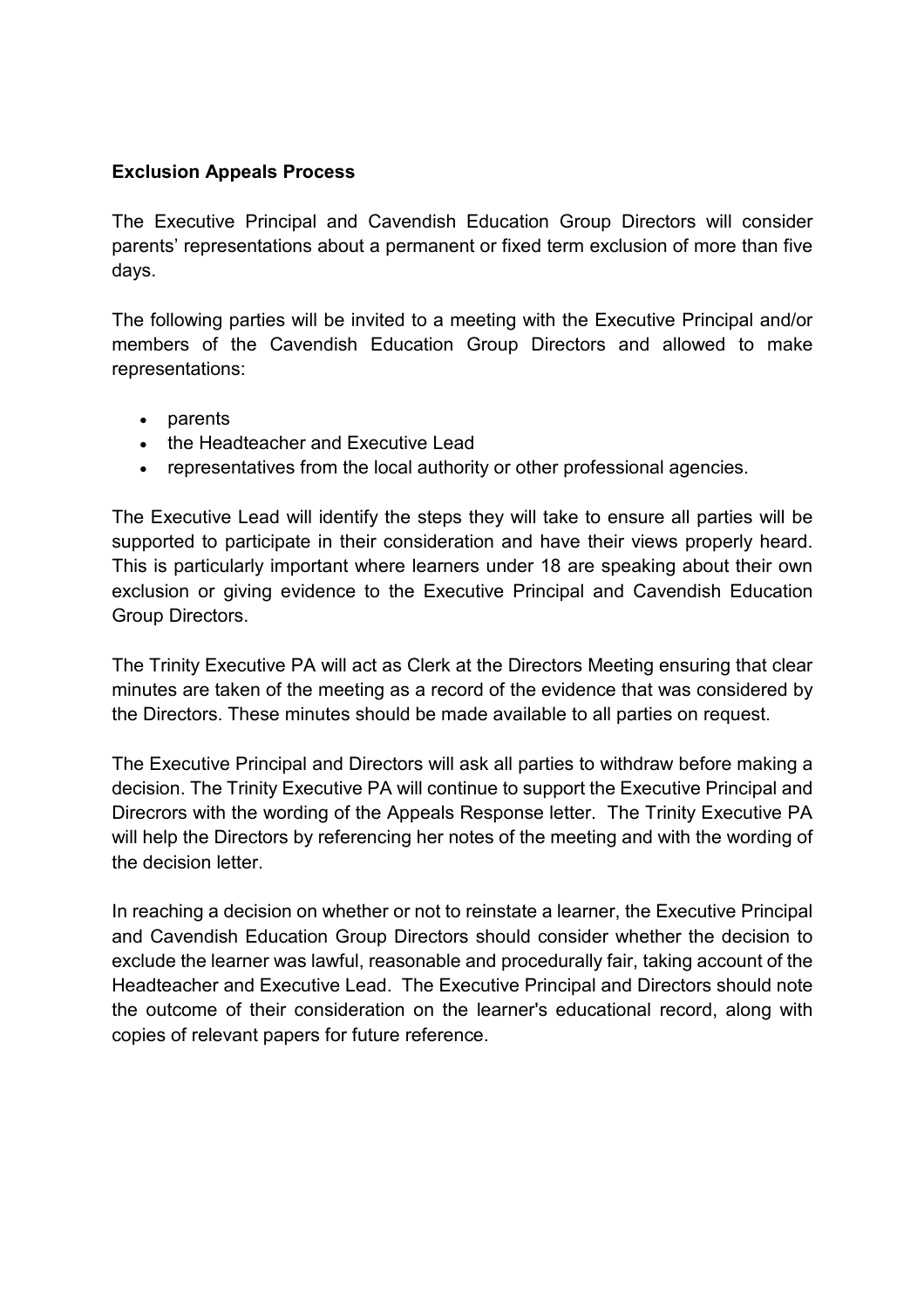**Exclusion Appeals Process**

The Executive Principal and Cavendish Education Group Directors will consider parents' representations about a permanent or fixed term exclusion of more than five days.

The following parties will be invited to a meeting with the Executive Principal and/or members of the Cavendish Education Group Directors and allowed to make representations:

- parents
- the Headteacher and Executive Lead
- representatives from the local authority or other professional agencies.

The Executive Lead will identify the steps they will take to ensure all parties will be supported to participate in their consideration and have their views properly heard. This is particularly important where learners under 18 are speaking about their own exclusion or giving evidence to the Executive Principal and Cavendish Education Group Directors.

The Trinity Executive PA will act as Clerk at the Directors Meeting ensuring that clear minutes are taken of the meeting as a record of the evidence that was considered by the Directors. These minutes should be made available to all parties on request.

The Executive Principal and Directors will ask all parties to withdraw before making a decision. The Trinity Executive PA will continue to support the Executive Principal and Direcrors with the wording of the Appeals Response letter. The Trinity Executive PA will help the Directors by referencing her notes of the meeting and with the wording of the decision letter.

In reaching a decision on whether or not to reinstate a learner, the Executive Principal and Cavendish Education Group Directors should consider whether the decision to exclude the learner was lawful, reasonable and procedurally fair, taking account of the Headteacher and Executive Lead. The Executive Principal and Directors should note the outcome of their consideration on the learner's educational record, along with copies of relevant papers for future reference.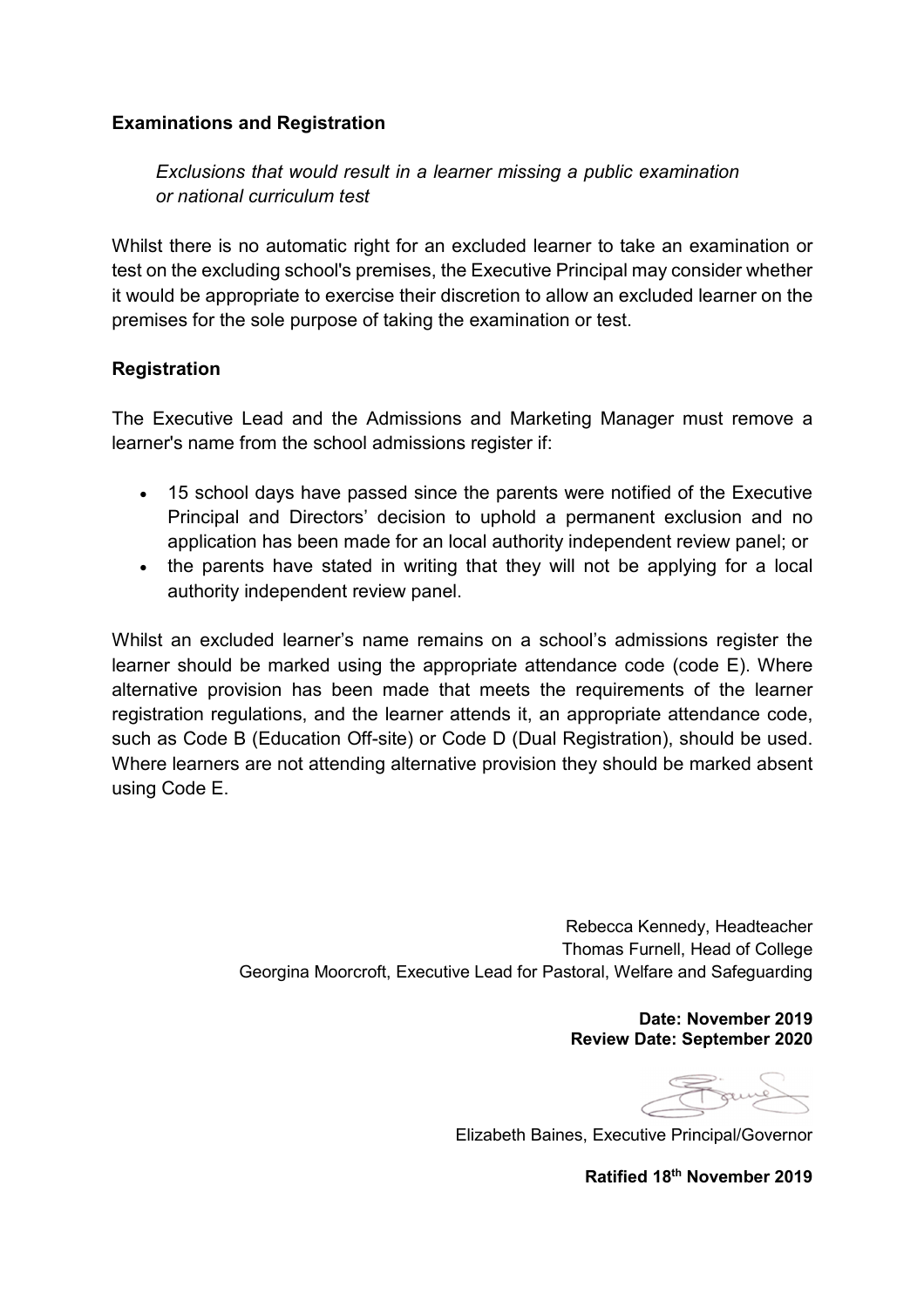**Examinations and Registration**

*Exclusions that would result in a learner missing a public examination or national curriculum test*

Whilst there is no automatic right for an excluded learner to take an examination or test on the excluding school's premises, the Executive Principal may consider whether it would be appropriate to exercise their discretion to allow an excluded learner on the premises for the sole purpose of taking the examination or test.

**Registration**

The Executive Lead and the Admissions and Marketing Manager must remove a learner's name from the school admissions register if:

- 15 school days have passed since the parents were notified of the Executive Principal and Directors' decision to uphold a permanent exclusion and no application has been made for an local authority independent review panel; or
- the parents have stated in writing that they will not be applying for a local authority independent review panel.

Whilst an excluded learner's name remains on a school's admissions register the learner should be marked using the appropriate attendance code (code E). Where alternative provision has been made that meets the requirements of the learner registration regulations, and the learner attends it, an appropriate attendance code, such as Code B (Education Off-site) or Code D (Dual Registration), should be used. Where learners are not attending alternative provision they should be marked absent using Code E.

Rebecca Kennedy, Headteacher
Thomas Furnell, Head of College
Georgina Moorcroft, Executive Lead for Pastoral, Welfare and Safeguarding

**Date: November 2019**
**Review Date: September 2020**

Elizabeth Baines, Executive Principal/Governor

**Ratified 18th November 2019**